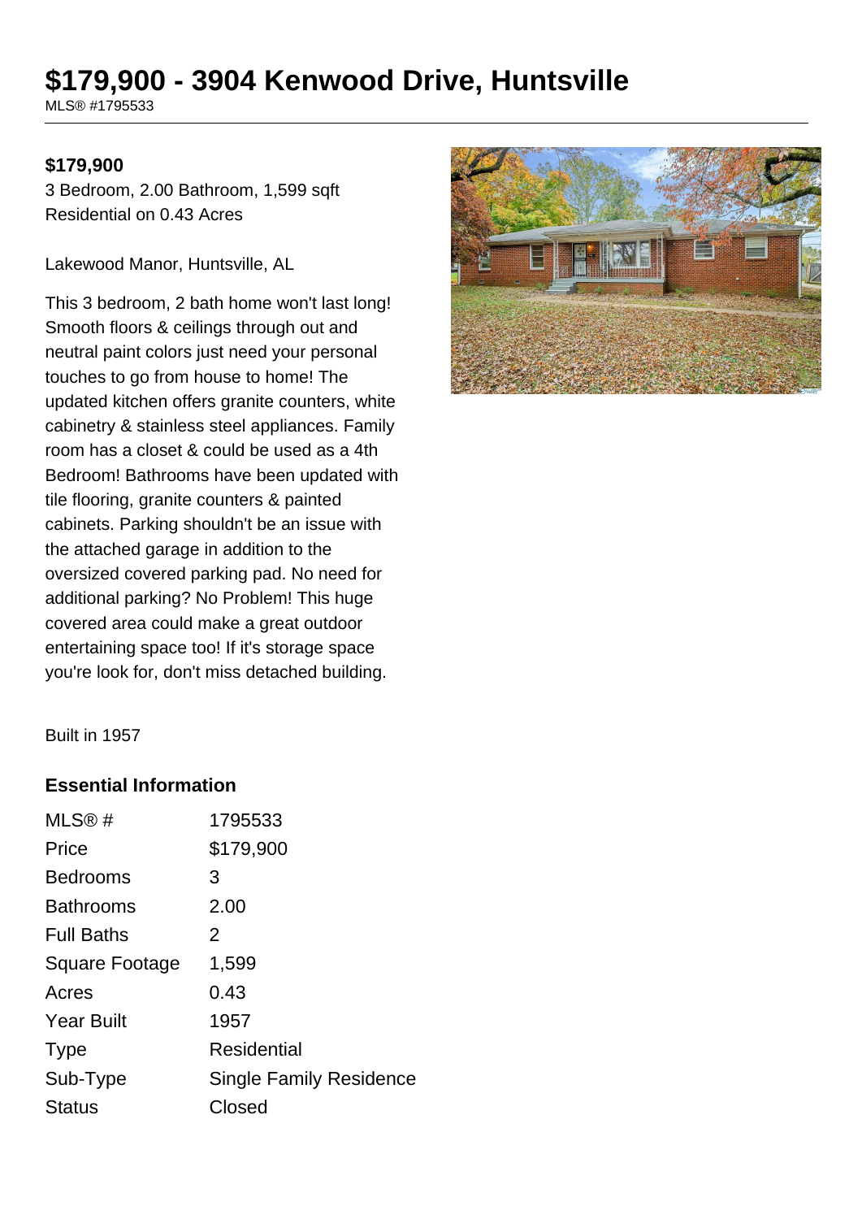# $179,900 - 3904 Kenwood Drive, Huntsville

MLS® #1795533

**$179,900**

3 Bedroom, 2.00 Bathroom, 1,599 sqft
Residential on 0.43 Acres

Lakewood Manor, Huntsville, AL

This 3 bedroom, 2 bath home won't last long! Smooth floors & ceilings through out and neutral paint colors just need your personal touches to go from house to home! The updated kitchen offers granite counters, white cabinetry & stainless steel appliances. Family room has a closet & could be used as a 4th Bedroom! Bathrooms have been updated with tile flooring, granite counters & painted cabinets. Parking shouldn't be an issue with the attached garage in addition to the oversized covered parking pad. No need for additional parking? No Problem! This huge covered area could make a great outdoor entertaining space too! If it's storage space you're look for, don't miss detached building.

Built in 1957

### Essential Information

| | |
|---|---|
| MLS® # | 1795533 |
| Price | $179,900 |
| Bedrooms | 3 |
| Bathrooms | 2.00 |
| Full Baths | 2 |
| Square Footage | 1,599 |
| Acres | 0.43 |
| Year Built | 1957 |
| Type | Residential |
| Sub-Type | Single Family Residence |
| Status | Closed |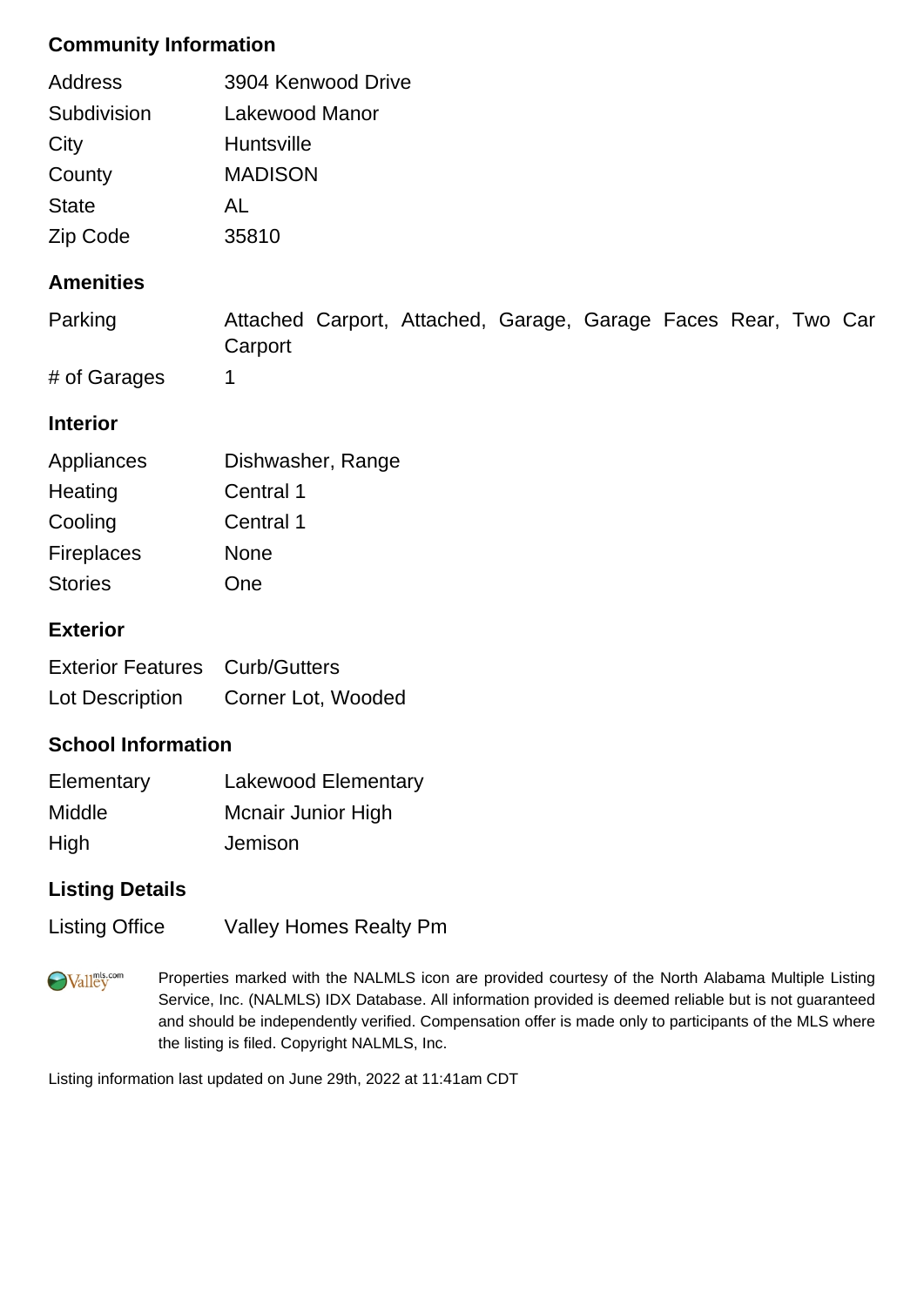### Community Information

| | |
|---|---|
| Address | 3904 Kenwood Drive |
| Subdivision | Lakewood Manor |
| City | Huntsville |
| County | MADISON |
| State | AL |
| Zip Code | 35810 |

### Amenities

| | |
|---|---|
| Parking | Attached Carport, Attached, Garage, Garage Faces Rear, Two Car Carport |
| # of Garages | 1 |

### Interior

| | |
|---|---|
| Appliances | Dishwasher, Range |
| Heating | Central 1 |
| Cooling | Central 1 |
| Fireplaces | None |
| Stories | One |

### Exterior

| | |
|---|---|
| Exterior Features | Curb/Gutters |
| Lot Description | Corner Lot, Wooded |

### School Information

| | |
|---|---|
| Elementary | Lakewood Elementary |
| Middle | Mcnair Junior High |
| High | Jemison |

### Listing Details

| | |
|---|---|
| Listing Office | Valley Homes Realty Pm |

Valleymls.com

Properties marked with the NALMLS icon are provided courtesy of the North Alabama Multiple Listing Service, Inc. (NALMLS) IDX Database. All information provided is deemed reliable but is not guaranteed and should be independently verified. Compensation offer is made only to participants of the MLS where the listing is filed. Copyright NALMLS, Inc.

Listing information last updated on June 29th, 2022 at 11:41am CDT